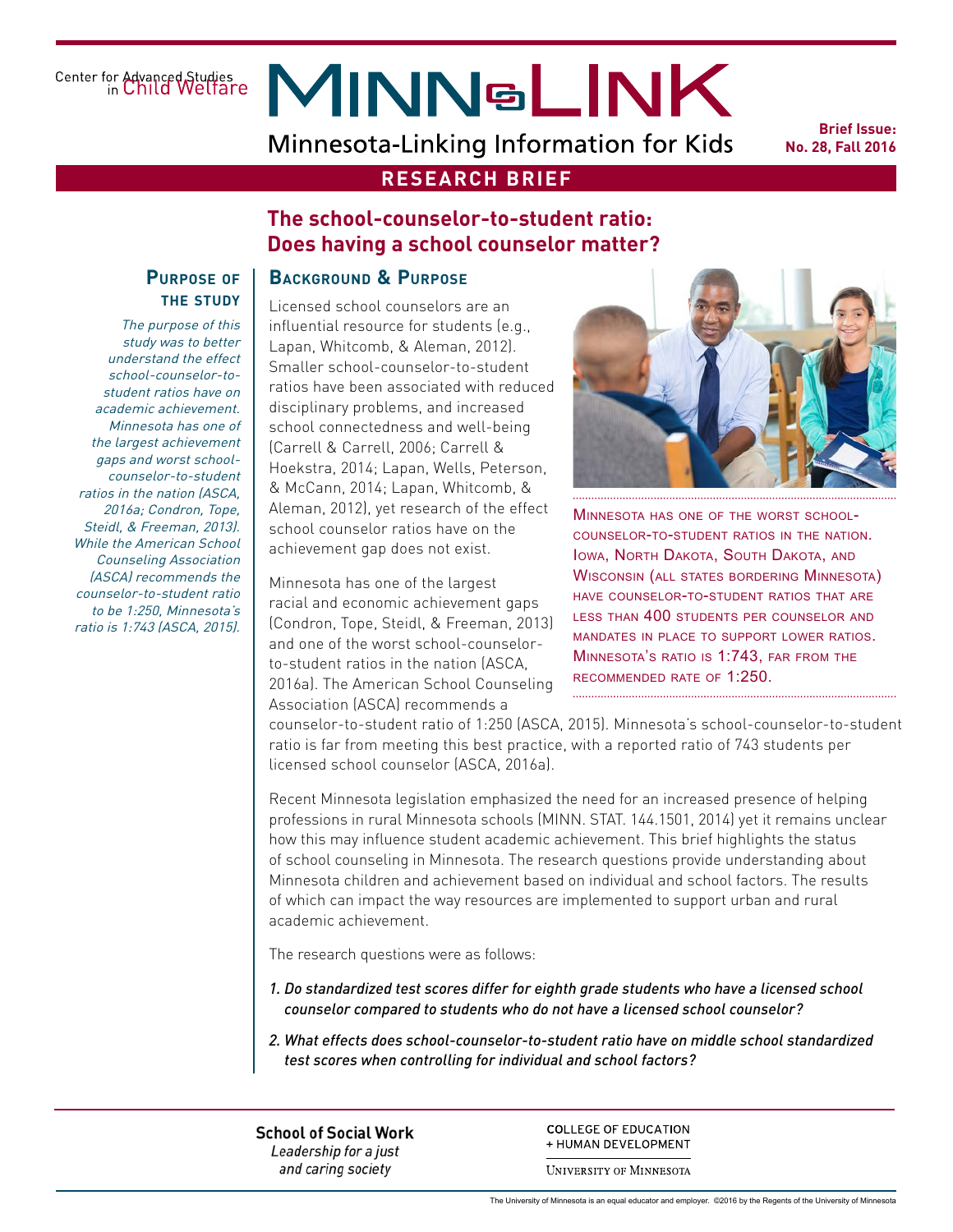Center for Advanced Studies in Child Welfare

# MINN-LINK

Minnesota-Linking Information for Kids

**Brief Issue: No. 28, Fall 2016**

**RESEARCH BRIEF**

## The school-counselor-to-student ratio: Does having a school counselor matter?

### Purpose of the study

*The purpose of this study was to better understand the effect school-counselor-to-student ratios have on academic achievement. Minnesota has one of the largest achievement gaps and worst school-counselor-to-student ratios in the nation (ASCA, 2016a; Condron, Tope, Steidl, & Freeman, 2013). While the American School Counseling Association (ASCA) recommends the counselor-to-student ratio to be 1:250, Minnesota's ratio is 1:743 (ASCA, 2015).*

### Background & Purpose

Licensed school counselors are an influential resource for students (e.g., Lapan, Whitcomb, & Aleman, 2012). Smaller school-counselor-to-student ratios have been associated with reduced disciplinary problems, and increased school connectedness and well-being (Carrell & Carrell, 2006; Carrell & Hoekstra, 2014; Lapan, Wells, Peterson, & McCann, 2014; Lapan, Whitcomb, & Aleman, 2012), yet research of the effect school counselor ratios have on the achievement gap does not exist.

Minnesota has one of the worst school-counselor-to-student ratios in the nation. Iowa, North Dakota, South Dakota, and Wisconsin (all states bordering Minnesota) have counselor-to-student ratios that are less than 400 students per counselor and mandates in place to support lower ratios. Minnesota's ratio is 1:743, far from the recommended rate of 1:250.

Minnesota has one of the largest racial and economic achievement gaps (Condron, Tope, Steidl, & Freeman, 2013) and one of the worst school-counselor-to-student ratios in the nation (ASCA, 2016a). The American School Counseling Association (ASCA) recommends a counselor-to-student ratio of 1:250 (ASCA, 2015). Minnesota's school-counselor-to-student ratio is far from meeting this best practice, with a reported ratio of 743 students per licensed school counselor (ASCA, 2016a).

Recent Minnesota legislation emphasized the need for an increased presence of helping professions in rural Minnesota schools (MINN. STAT. 144.1501, 2014) yet it remains unclear how this may influence student academic achievement. This brief highlights the status of school counseling in Minnesota. The research questions provide understanding about Minnesota children and achievement based on individual and school factors. The results of which can impact the way resources are implemented to support urban and rural academic achievement.

The research questions were as follows:

1. *Do standardized test scores differ for eighth grade students who have a licensed school counselor compared to students who do not have a licensed school counselor?*
2. *What effects does school-counselor-to-student ratio have on middle school standardized test scores when controlling for individual and school factors?*

**School of Social Work**
*Leadership for a just and caring society*

COLLEGE OF EDUCATION + HUMAN DEVELOPMENT
UNIVERSITY OF MINNESOTA

The University of Minnesota is an equal educator and employer. ©2016 by the Regents of the University of Minnesota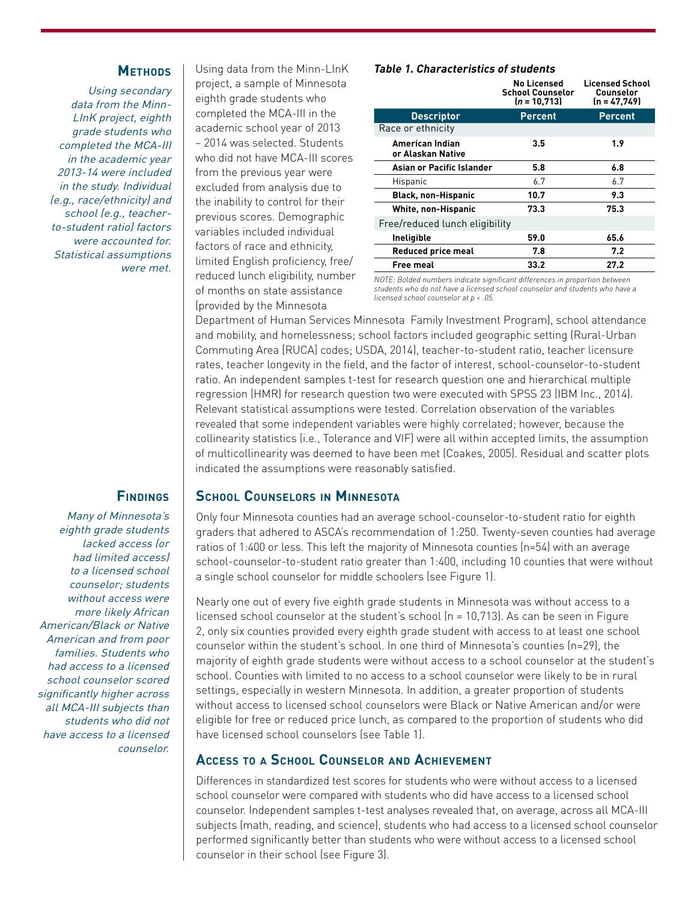## Methods

*Using secondary data from the Minn-LInK project, eighth grade students who completed the MCA-III in the academic year 2013-14 were included in the study. Individual (e.g., race/ethnicity) and school (e.g., teacher-to-student ratio) factors were accounted for. Statistical assumptions were met.*

Using data from the Minn-LInK project, a sample of Minnesota eighth grade students who completed the MCA-III in the academic school year of 2013 – 2014 was selected. Students who did not have MCA-III scores from the previous year were excluded from analysis due to the inability to control for their previous scores. Demographic variables included individual factors of race and ethnicity, limited English proficiency, free/reduced lunch eligibility, number of months on state assistance (provided by the Minnesota Department of Human Services Minnesota Family Investment Program), school attendance and mobility, and homelessness; school factors included geographic setting (Rural-Urban Commuting Area [RUCA] codes; USDA, 2014), teacher-to-student ratio, teacher licensure rates, teacher longevity in the field, and the factor of interest, school-counselor-to-student ratio. An independent samples t-test for research question one and hierarchical multiple regression (HMR) for research question two were executed with SPSS 23 (IBM Inc., 2014). Relevant statistical assumptions were tested. Correlation observation of the variables revealed that some independent variables were highly correlated; however, because the collinearity statistics (i.e., Tolerance and VIF) were all within accepted limits, the assumption of multicollinearity was deemed to have been met (Coakes, 2005). Residual and scatter plots indicated the assumptions were reasonably satisfied.

***Table 1. Characteristics of students***

| Descriptor | No Licensed School Counselor ($n$ = 10,713) Percent | Licensed School Counselor (n = 47,749) Percent |
|---|---|---|
| Race or ethnicity | | |
| **American Indian or Alaskan Native** | **3.5** | **1.9** |
| **Asian or Pacific Islander** | **5.8** | **6.8** |
| Hispanic | 6.7 | 6.7 |
| **Black, non-Hispanic** | **10.7** | **9.3** |
| **White, non-Hispanic** | **73.3** | **75.3** |
| Free/reduced lunch eligibility | | |
| **Ineligible** | **59.0** | **65.6** |
| **Reduced price meal** | **7.8** | **7.2** |
| **Free meal** | **33.2** | **27.2** |

*NOTE: Bolded numbers indicate significant differences in proportion between students who do not have a licensed school counselor and students who have a licensed school counselor at $p < .05$.*

## Findings

*Many of Minnesota's eighth grade students lacked access (or had limited access) to a licensed school counselor; students without access were more likely African American/Black or Native American and from poor families. Students who had access to a licensed school counselor scored significantly higher across all MCA-III subjects than students who did not have access to a licensed counselor.*

### School Counselors in Minnesota

Only four Minnesota counties had an average school-counselor-to-student ratio for eighth graders that adhered to ASCA's recommendation of 1:250. Twenty-seven counties had average ratios of 1:400 or less. This left the majority of Minnesota counties (n=54) with an average school-counselor-to-student ratio greater than 1:400, including 10 counties that were without a single school counselor for middle schoolers (see Figure 1).

Nearly one out of every five eighth grade students in Minnesota was without access to a licensed school counselor at the student's school (n = 10,713). As can be seen in Figure 2, only six counties provided every eighth grade student with access to at least one school counselor within the student's school. In one third of Minnesota's counties (n=29), the majority of eighth grade students were without access to a school counselor at the student's school. Counties with limited to no access to a school counselor were likely to be in rural settings, especially in western Minnesota. In addition, a greater proportion of students without access to licensed school counselors were Black or Native American and/or were eligible for free or reduced price lunch, as compared to the proportion of students who did have licensed school counselors (see Table 1).

### Access to a School Counselor and Achievement

Differences in standardized test scores for students who were without access to a licensed school counselor were compared with students who did have access to a licensed school counselor. Independent samples t-test analyses revealed that, on average, across all MCA-III subjects (math, reading, and science), students who had access to a licensed school counselor performed significantly better than students who were without access to a licensed school counselor in their school (see Figure 3).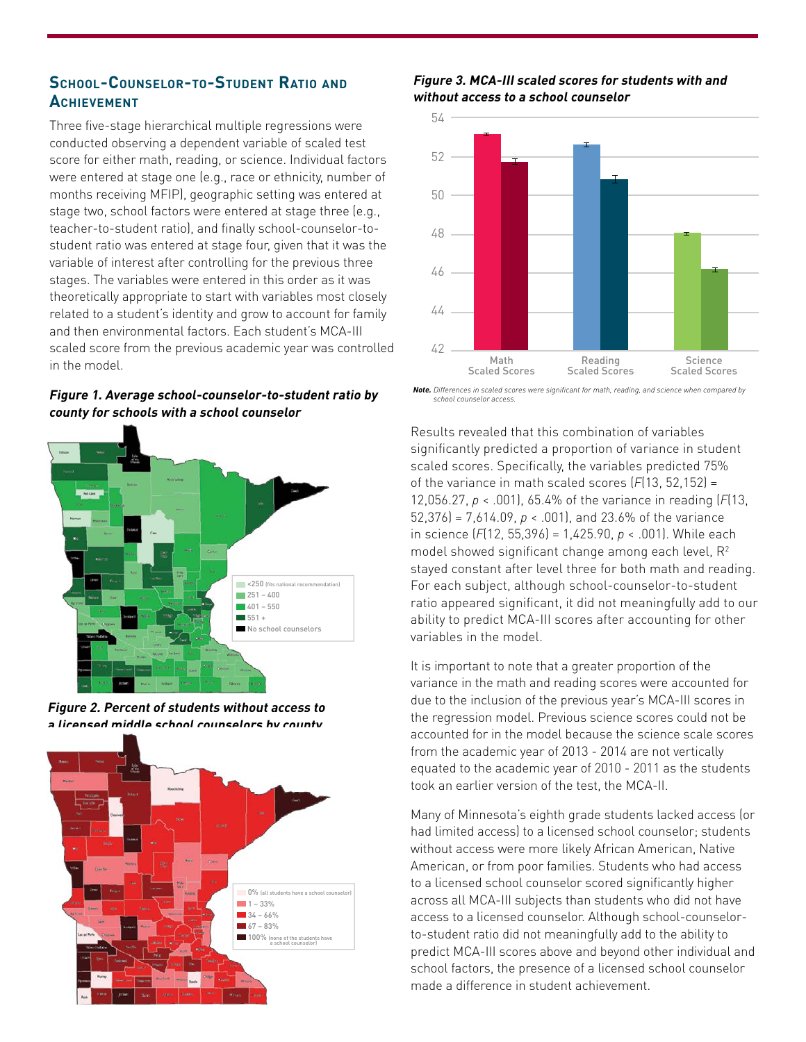## School-Counselor-to-Student Ratio and Achievement

Three five-stage hierarchical multiple regressions were conducted observing a dependent variable of scaled test score for either math, reading, or science. Individual factors were entered at stage one (e.g., race or ethnicity, number of months receiving MFIP), geographic setting was entered at stage two, school factors were entered at stage three (e.g., teacher-to-student ratio), and finally school-counselor-to-student ratio was entered at stage four, given that it was the variable of interest after controlling for the previous three stages. The variables were entered in this order as it was theoretically appropriate to start with variables most closely related to a student's identity and grow to account for family and then environmental factors. Each student's MCA-III scaled score from the previous academic year was controlled in the model.

***Figure 1. Average school-counselor-to-student ratio by county for schools with a school counselor***

<250 (fits national recommendation)
251 – 400
401 – 550
551 +
No school counselors

***Figure 2. Percent of students without access to a licensed middle school counselors by county***

0% (all students have a school counselor)
1 – 33%
34 – 66%
67 – 83%
100% (none of the students have a school counselor)

***Figure 3. MCA-III scaled scores for students with and without access to a school counselor***

*Note. Differences in scaled scores were significant for math, reading, and science when compared by school counselor access.*

Results revealed that this combination of variables significantly predicted a proportion of variance in student scaled scores. Specifically, the variables predicted 75% of the variance in math scaled scores ($F(13, 52{,}152) = 12{,}056.27$, $p < .001$), 65.4% of the variance in reading ($F(13, 52{,}376) = 7{,}614.09$, $p < .001$), and 23.6% of the variance in science ($F(12, 55{,}396) = 1{,}425.90$, $p < .001$). While each model showed significant change among each level, $R^2$ stayed constant after level three for both math and reading. For each subject, although school-counselor-to-student ratio appeared significant, it did not meaningfully add to our ability to predict MCA-III scores after accounting for other variables in the model.

It is important to note that a greater proportion of the variance in the math and reading scores were accounted for due to the inclusion of the previous year's MCA-III scores in the regression model. Previous science scores could not be accounted for in the model because the science scale scores from the academic year of 2013 - 2014 are not vertically equated to the academic year of 2010 - 2011 as the students took an earlier version of the test, the MCA-II.

Many of Minnesota's eighth grade students lacked access (or had limited access) to a licensed school counselor; students without access were more likely African American, Native American, or from poor families. Students who had access to a licensed school counselor scored significantly higher across all MCA-III subjects than students who did not have access to a licensed counselor. Although school-counselor-to-student ratio did not meaningfully add to the ability to predict MCA-III scores above and beyond other individual and school factors, the presence of a licensed school counselor made a difference in student achievement.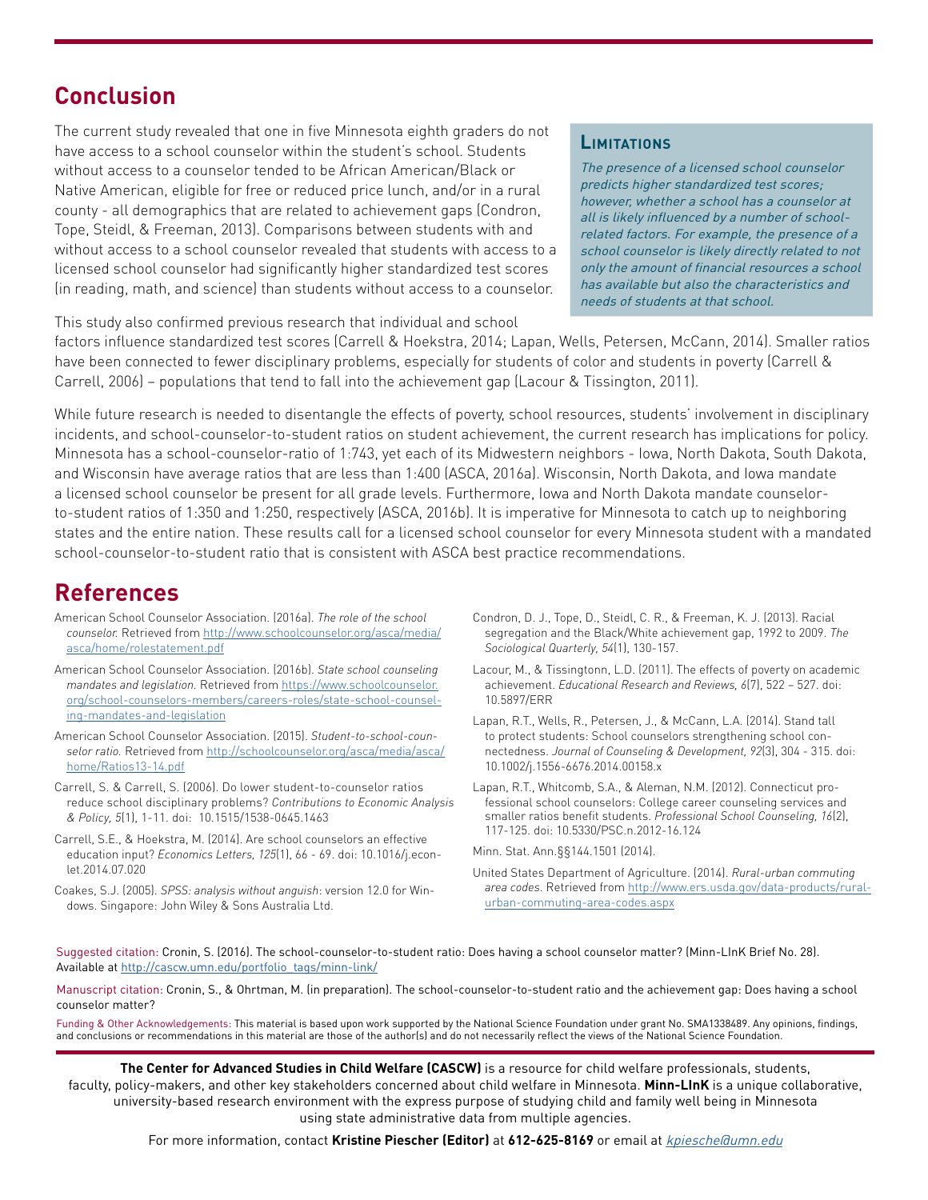## Conclusion

The current study revealed that one in five Minnesota eighth graders do not have access to a school counselor within the student's school. Students without access to a counselor tended to be African American/Black or Native American, eligible for free or reduced price lunch, and/or in a rural county - all demographics that are related to achievement gaps (Condron, Tope, Steidl, & Freeman, 2013). Comparisons between students with and without access to a school counselor revealed that students with access to a licensed school counselor had significantly higher standardized test scores (in reading, math, and science) than students without access to a counselor.

### Limitations

*The presence of a licensed school counselor predicts higher standardized test scores; however, whether a school has a counselor at all is likely influenced by a number of school-related factors. For example, the presence of a school counselor is likely directly related to not only the amount of financial resources a school has available but also the characteristics and needs of students at that school.*

This study also confirmed previous research that individual and school factors influence standardized test scores (Carrell & Hoekstra, 2014; Lapan, Wells, Petersen, McCann, 2014). Smaller ratios have been connected to fewer disciplinary problems, especially for students of color and students in poverty (Carrell & Carrell, 2006) – populations that tend to fall into the achievement gap (Lacour & Tissington, 2011).

While future research is needed to disentangle the effects of poverty, school resources, students' involvement in disciplinary incidents, and school-counselor-to-student ratios on student achievement, the current research has implications for policy. Minnesota has a school-counselor-ratio of 1:743, yet each of its Midwestern neighbors - Iowa, North Dakota, South Dakota, and Wisconsin have average ratios that are less than 1:400 (ASCA, 2016a). Wisconsin, North Dakota, and Iowa mandate a licensed school counselor be present for all grade levels. Furthermore, Iowa and North Dakota mandate counselor-to-student ratios of 1:350 and 1:250, respectively (ASCA, 2016b). It is imperative for Minnesota to catch up to neighboring states and the entire nation. These results call for a licensed school counselor for every Minnesota student with a mandated school-counselor-to-student ratio that is consistent with ASCA best practice recommendations.

## References

American School Counselor Association. (2016a). *The role of the school counselor.* Retrieved from http://www.schoolcounselor.org/asca/media/asca/home/rolestatement.pdf

American School Counselor Association. (2016b). *State school counseling mandates and legislation.* Retrieved from https://www.schoolcounselor.org/school-counselors-members/careers-roles/state-school-counseling-mandates-and-legislation

American School Counselor Association. (2015). *Student-to-school-counselor ratio.* Retrieved from http://schoolcounselor.org/asca/media/asca/home/Ratios13-14.pdf

Carrell, S. & Carrell, S. (2006). Do lower student-to-counselor ratios reduce school disciplinary problems? *Contributions to Economic Analysis & Policy, 5*(1), 1-11. doi: 10.1515/1538-0645.1463

Carrell, S.E., & Hoekstra, M. (2014). Are school counselors an effective education input? *Economics Letters, 125*(1), 66 - 69. doi: 10.1016/j.econlet.2014.07.020

Coakes, S.J. (2005). *SPSS: analysis without anguish*: version 12.0 for Windows. Singapore: John Wiley & Sons Australia Ltd.

Condron, D. J., Tope, D., Steidl, C. R., & Freeman, K. J. (2013). Racial segregation and the Black/White achievement gap, 1992 to 2009. *The Sociological Quarterly, 54*(1), 130-157.

Lacour, M., & Tissingtonn, L.D. (2011). The effects of poverty on academic achievement. *Educational Research and Reviews, 6*(7), 522 – 527. doi: 10.5897/ERR

Lapan, R.T., Wells, R., Petersen, J., & McCann, L.A. (2014). Stand tall to protect students: School counselors strengthening school connectedness. *Journal of Counseling & Development, 92*(3), 304 - 315. doi: 10.1002/j.1556-6676.2014.00158.x

Lapan, R.T., Whitcomb, S.A., & Aleman, N.M. (2012). Connecticut professional school counselors: College career counseling services and smaller ratios benefit students. *Professional School Counseling, 16*(2), 117-125. doi: 10.5330/PSC.n.2012-16.124

Minn. Stat. Ann.§§144.1501 (2014).

United States Department of Agriculture. (2014). *Rural-urban commuting area codes.* Retrieved from http://www.ers.usda.gov/data-products/rural-urban-commuting-area-codes.aspx

Suggested citation: Cronin, S. (2016). The school-counselor-to-student ratio: Does having a school counselor matter? (Minn-LInK Brief No. 28). Available at http://cascw.umn.edu/portfolio_tags/minn-link/

Manuscript citation: Cronin, S., & Ohrtman, M. (in preparation). The school-counselor-to-student ratio and the achievement gap: Does having a school counselor matter?

Funding & Other Acknowledgements: This material is based upon work supported by the National Science Foundation under grant No. SMA1338489. Any opinions, findings, and conclusions or recommendations in this material are those of the author(s) and do not necessarily reflect the views of the National Science Foundation.

**The Center for Advanced Studies in Child Welfare (CASCW)** is a resource for child welfare professionals, students, faculty, policy-makers, and other key stakeholders concerned about child welfare in Minnesota. **Minn-LInK** is a unique collaborative, university-based research environment with the express purpose of studying child and family well being in Minnesota using state administrative data from multiple agencies.

For more information, contact **Kristine Piescher (Editor)** at **612-625-8169** or email at *kpiesche@umn.edu*